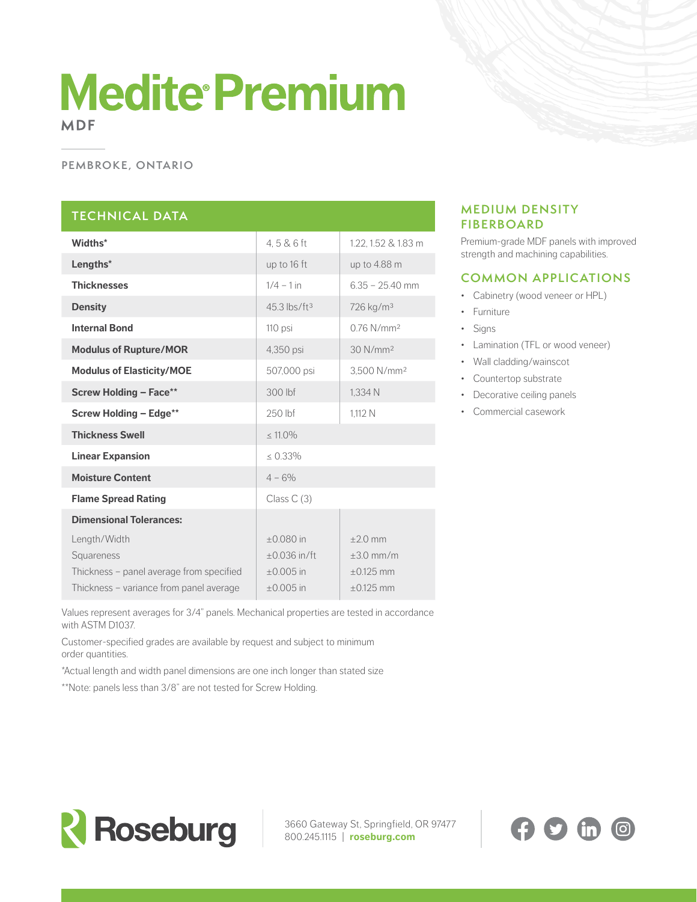# Medite® Premium

**MDF**

PEMBROKE, ONTARIO

## TECHNICAL DATA

| | | |
|---|---|---|
| **Widths*** | 4, 5 & 6 ft | 1.22, 1.52 & 1.83 m |
| **Lengths*** | up to 16 ft | up to 4.88 m |
| **Thicknesses** | 1/4 – 1 in | 6.35 – 25.40 mm |
| **Density** | 45.3 lbs/ft³ | 726 kg/m³ |
| **Internal Bond** | 110 psi | 0.76 N/mm² |
| **Modulus of Rupture/MOR** | 4,350 psi | 30 N/mm² |
| **Modulus of Elasticity/MOE** | 507,000 psi | 3,500 N/mm² |
| **Screw Holding – Face**** | 300 lbf | 1,334 N |
| **Screw Holding – Edge**** | 250 lbf | 1,112 N |
| **Thickness Swell** | ≤ 11.0% | |
| **Linear Expansion** | ≤ 0.33% | |
| **Moisture Content** | 4 – 6% | |
| **Flame Spread Rating** | Class C (3) | |
| **Dimensional Tolerances:** | | |
| Length/Width | ±0.080 in | ±2.0 mm |
| Squareness | ±0.036 in/ft | ±3.0 mm/m |
| Thickness – panel average from specified | ±0.005 in | ±0.125 mm |
| Thickness – variance from panel average | ±0.005 in | ±0.125 mm |

Values represent averages for 3/4" panels. Mechanical properties are tested in accordance with ASTM D1037.

Customer-specified grades are available by request and subject to minimum order quantities.

*Actual length and width panel dimensions are one inch longer than stated size

**Note: panels less than 3/8" are not tested for Screw Holding.

## MEDIUM DENSITY FIBERBOARD

Premium-grade MDF panels with improved strength and machining capabilities.

## COMMON APPLICATIONS

- Cabinetry (wood veneer or HPL)
- Furniture
- Signs
- Lamination (TFL or wood veneer)
- Wall cladding/wainscot
- Countertop substrate
- Decorative ceiling panels
- Commercial casework

Roseburg

3660 Gateway St, Springfield, OR 97477
800.245.1115 | **roseburg.com**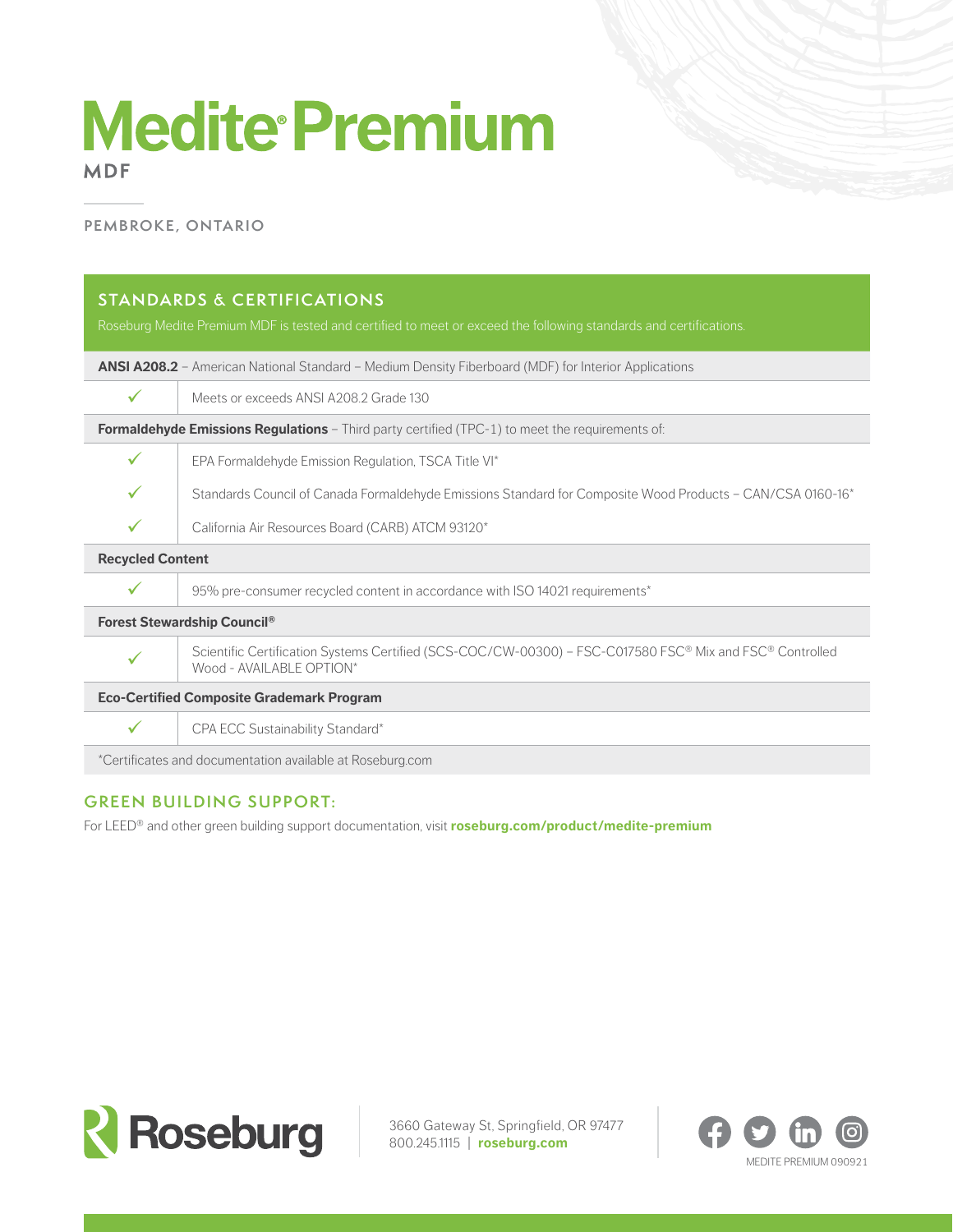# Medite® Premium

**MDF**

PEMBROKE, ONTARIO

## STANDARDS & CERTIFICATIONS

Roseburg Medite Premium MDF is tested and certified to meet or exceed the following standards and certifications.

| | |
|---|---|
| **ANSI A208.2** – American National Standard – Medium Density Fiberboard (MDF) for Interior Applications | |
| ✓ | Meets or exceeds ANSI A208.2 Grade 130 |
| **Formaldehyde Emissions Regulations** – Third party certified (TPC-1) to meet the requirements of: | |
| ✓ | EPA Formaldehyde Emission Regulation, TSCA Title VI* |
| ✓ | Standards Council of Canada Formaldehyde Emissions Standard for Composite Wood Products – CAN/CSA 0160-16* |
| ✓ | California Air Resources Board (CARB) ATCM 93120* |
| **Recycled Content** | |
| ✓ | 95% pre-consumer recycled content in accordance with ISO 14021 requirements* |
| **Forest Stewardship Council®** | |
| ✓ | Scientific Certification Systems Certified (SCS-COC/CW-00300) – FSC-C017580 FSC® Mix and FSC® Controlled Wood - AVAILABLE OPTION* |
| **Eco-Certified Composite Grademark Program** | |
| ✓ | CPA ECC Sustainability Standard* |

*Certificates and documentation available at Roseburg.com

## GREEN BUILDING SUPPORT:

For LEED® and other green building support documentation, visit **roseburg.com/product/medite-premium**

Roseburg

3660 Gateway St, Springfield, OR 97477
800.245.1115 | **roseburg.com**

MEDITE PREMIUM 090921